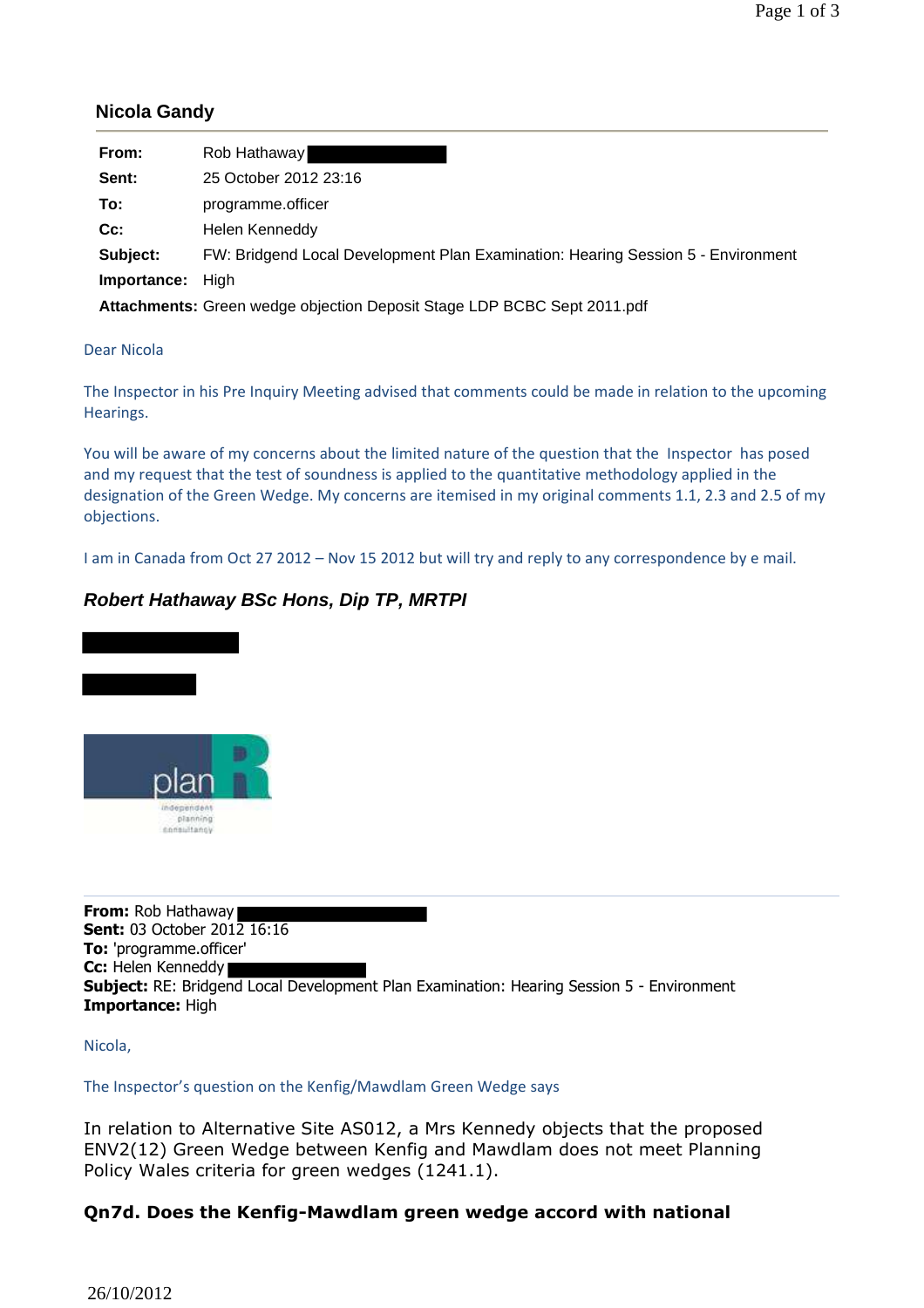## Nicola Gandy

| | |
|---|---|
| **From:** | Rob Hathaway |
| **Sent:** | 25 October 2012 23:16 |
| **To:** | programme.officer |
| **Cc:** | Helen Kenneddy |
| **Subject:** | FW: Bridgend Local Development Plan Examination: Hearing Session 5 - Environment |
| **Importance:** | High |
| **Attachments:** | Green wedge objection Deposit Stage LDP BCBC Sept 2011.pdf |

Dear Nicola

The Inspector in his Pre Inquiry Meeting advised that comments could be made in relation to the upcoming Hearings.

You will be aware of my concerns about the limited nature of the question that the Inspector has posed and my request that the test of soundness is applied to the quantitative methodology applied in the designation of the Green Wedge. My concerns are itemised in my original comments 1.1, 2.3 and 2.5 of my objections.

I am in Canada from Oct 27 2012 – Nov 15 2012 but will try and reply to any correspondence by e mail.

***Robert Hathaway BSc Hons, Dip TP, MRTPI***

plan R
independent planning consultancy

---

**From:** Rob Hathaway
**Sent:** 03 October 2012 16:16
**To:** 'programme.officer'
**Cc:** Helen Kenneddy
**Subject:** RE: Bridgend Local Development Plan Examination: Hearing Session 5 - Environment
**Importance:** High

Nicola,

The Inspector's question on the Kenfig/Mawdlam Green Wedge says

In relation to Alternative Site AS012, a Mrs Kennedy objects that the proposed ENV2(12) Green Wedge between Kenfig and Mawdlam does not meet Planning Policy Wales criteria for green wedges (1241.1).

**Qn7d. Does the Kenfig-Mawdlam green wedge accord with national**

26/10/2012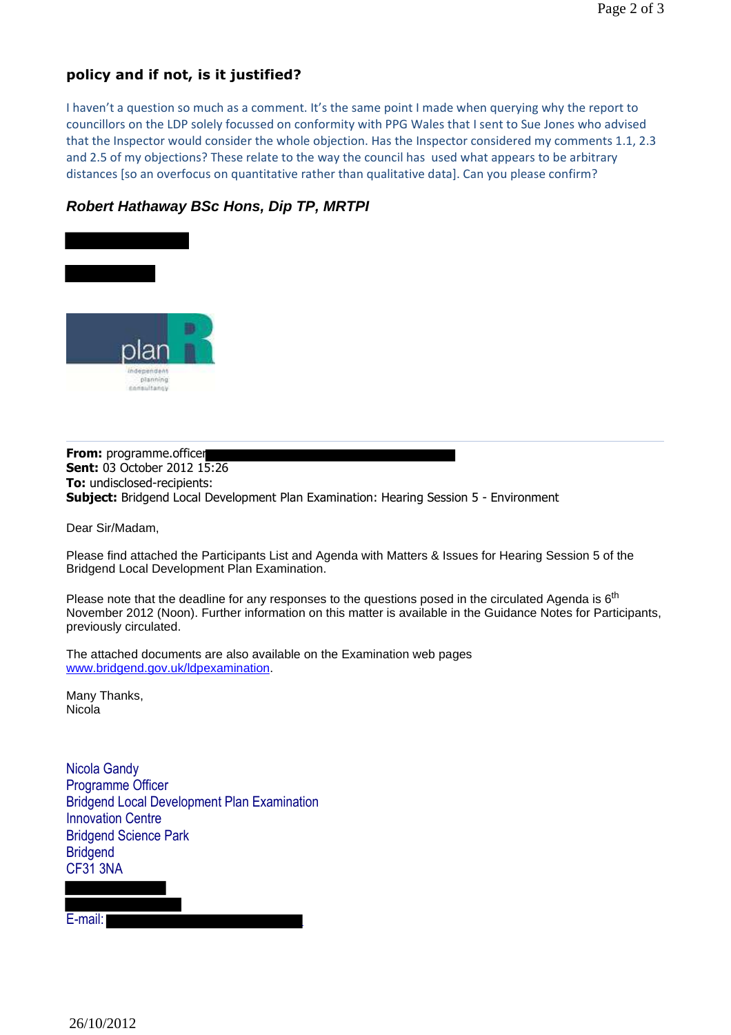**policy and if not, is it justified?**

I haven't a question so much as a comment. It's the same point I made when querying why the report to councillors on the LDP solely focussed on conformity with PPG Wales that I sent to Sue Jones who advised that the Inspector would consider the whole objection. Has the Inspector considered my comments 1.1, 2.3 and 2.5 of my objections? These relate to the way the council has used what appears to be arbitrary distances [so an overfocus on quantitative rather than qualitative data]. Can you please confirm?

***Robert Hathaway BSc Hons, Dip TP, MRTPI***

plan R
independent planning consultancy

---

**From:** programme.officer
**Sent:** 03 October 2012 15:26
**To:** undisclosed-recipients:
**Subject:** Bridgend Local Development Plan Examination: Hearing Session 5 - Environment

Dear Sir/Madam,

Please find attached the Participants List and Agenda with Matters & Issues for Hearing Session 5 of the Bridgend Local Development Plan Examination.

Please note that the deadline for any responses to the questions posed in the circulated Agenda is 6th November 2012 (Noon). Further information on this matter is available in the Guidance Notes for Participants, previously circulated.

The attached documents are also available on the Examination web pages www.bridgend.gov.uk/ldpexamination.

Many Thanks,
Nicola

Nicola Gandy
Programme Officer
Bridgend Local Development Plan Examination
Innovation Centre
Bridgend Science Park
Bridgend
CF31 3NA

E-mail:

26/10/2012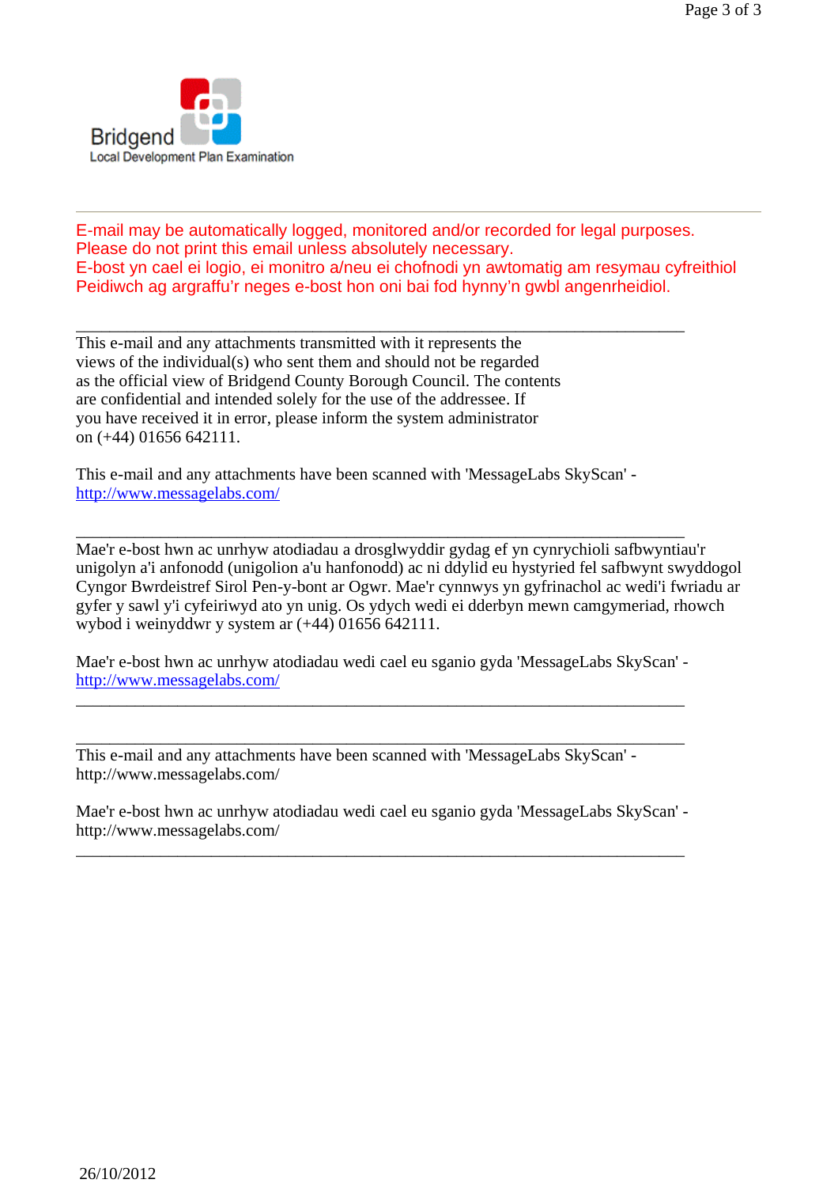Bridgend
Local Development Plan Examination

---

E-mail may be automatically logged, monitored and/or recorded for legal purposes.
Please do not print this email unless absolutely necessary.
E-bost yn cael ei logio, ei monitro a/neu ei chofnodi yn awtomatig am resymau cyfreithiol
Peidiwch ag argraffu'r neges e-bost hon oni bai fod hynny'n gwbl angenrheidiol.

---

This e-mail and any attachments transmitted with it represents the views of the individual(s) who sent them and should not be regarded as the official view of Bridgend County Borough Council. The contents are confidential and intended solely for the use of the addressee. If you have received it in error, please inform the system administrator on (+44) 01656 642111.

This e-mail and any attachments have been scanned with 'MessageLabs SkyScan' - http://www.messagelabs.com/

---

Mae'r e-bost hwn ac unrhyw atodiadau a drosglwyddir gydag ef yn cynrychioli safbwyntiau'r unigolyn a'i anfonodd (unigolion a'u hanfonodd) ac ni ddylid eu hystyried fel safbwynt swyddogol Cyngor Bwrdeistref Sirol Pen-y-bont ar Ogwr. Mae'r cynnwys yn gyfrinachol ac wedi'i fwriadu ar gyfer y sawl y'i cyfeiriwyd ato yn unig. Os ydych wedi ei dderbyn mewn camgymeriad, rhowch wybod i weinyddwr y system ar (+44) 01656 642111.

Mae'r e-bost hwn ac unrhyw atodiadau wedi cael eu sganio gyda 'MessageLabs SkyScan' - http://www.messagelabs.com/

---

---

This e-mail and any attachments have been scanned with 'MessageLabs SkyScan' - http://www.messagelabs.com/

Mae'r e-bost hwn ac unrhyw atodiadau wedi cael eu sganio gyda 'MessageLabs SkyScan' - http://www.messagelabs.com/

---

26/10/2012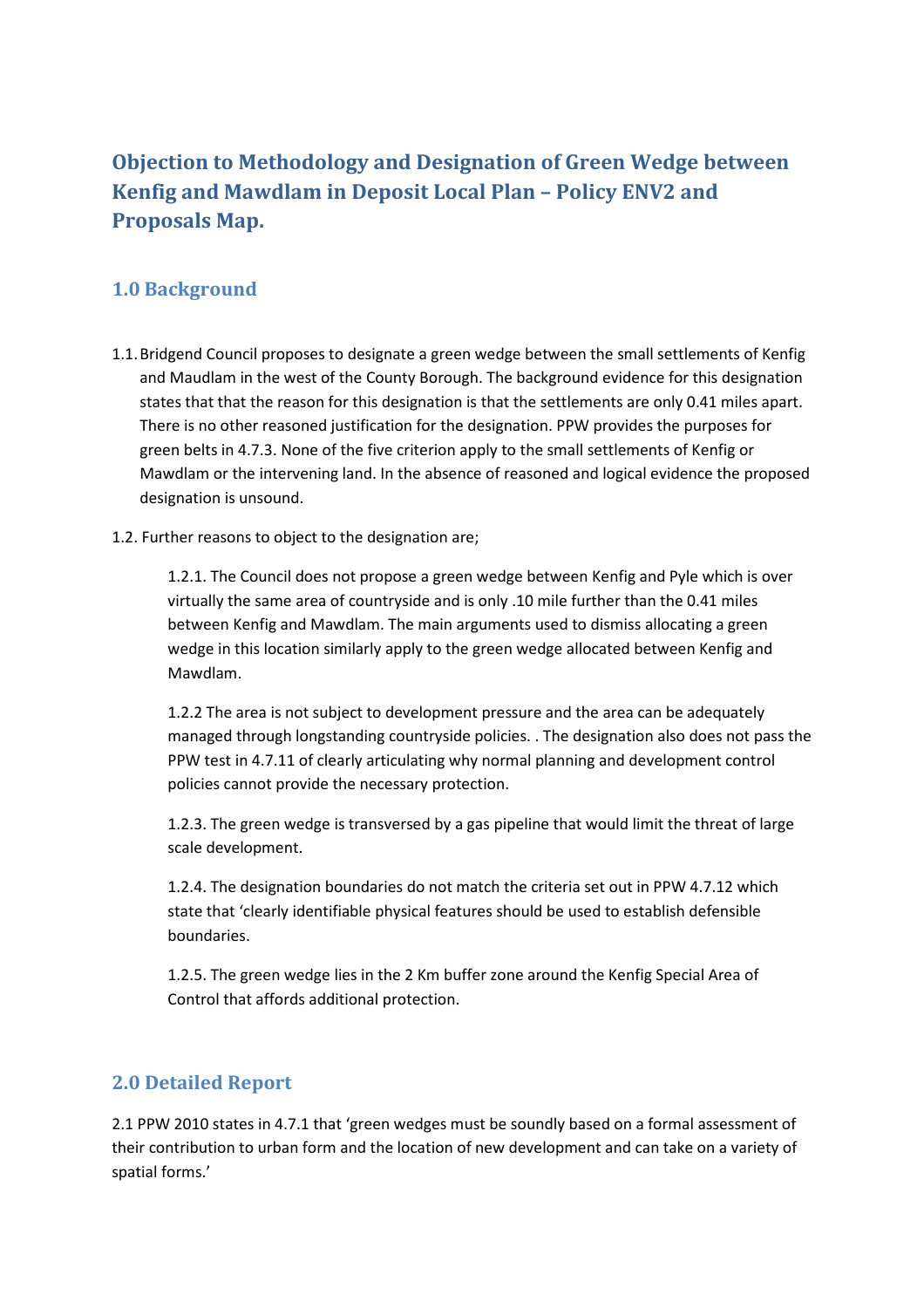# Objection to Methodology and Designation of Green Wedge between Kenfig and Mawdlam in Deposit Local Plan – Policy ENV2 and Proposals Map.

## 1.0 Background

1.1. Bridgend Council proposes to designate a green wedge between the small settlements of Kenfig and Maudlam in the west of the County Borough. The background evidence for this designation states that that the reason for this designation is that the settlements are only 0.41 miles apart. There is no other reasoned justification for the designation. PPW provides the purposes for green belts in 4.7.3. None of the five criterion apply to the small settlements of Kenfig or Mawdlam or the intervening land. In the absence of reasoned and logical evidence the proposed designation is unsound.

1.2. Further reasons to object to the designation are;

> 1.2.1. The Council does not propose a green wedge between Kenfig and Pyle which is over virtually the same area of countryside and is only .10 mile further than the 0.41 miles between Kenfig and Mawdlam. The main arguments used to dismiss allocating a green wedge in this location similarly apply to the green wedge allocated between Kenfig and Mawdlam.
>
> 1.2.2 The area is not subject to development pressure and the area can be adequately managed through longstanding countryside policies. . The designation also does not pass the PPW test in 4.7.11 of clearly articulating why normal planning and development control policies cannot provide the necessary protection.
>
> 1.2.3. The green wedge is transversed by a gas pipeline that would limit the threat of large scale development.
>
> 1.2.4. The designation boundaries do not match the criteria set out in PPW 4.7.12 which state that 'clearly identifiable physical features should be used to establish defensible boundaries.
>
> 1.2.5. The green wedge lies in the 2 Km buffer zone around the Kenfig Special Area of Control that affords additional protection.

## 2.0 Detailed Report

2.1 PPW 2010 states in 4.7.1 that 'green wedges must be soundly based on a formal assessment of their contribution to urban form and the location of new development and can take on a variety of spatial forms.'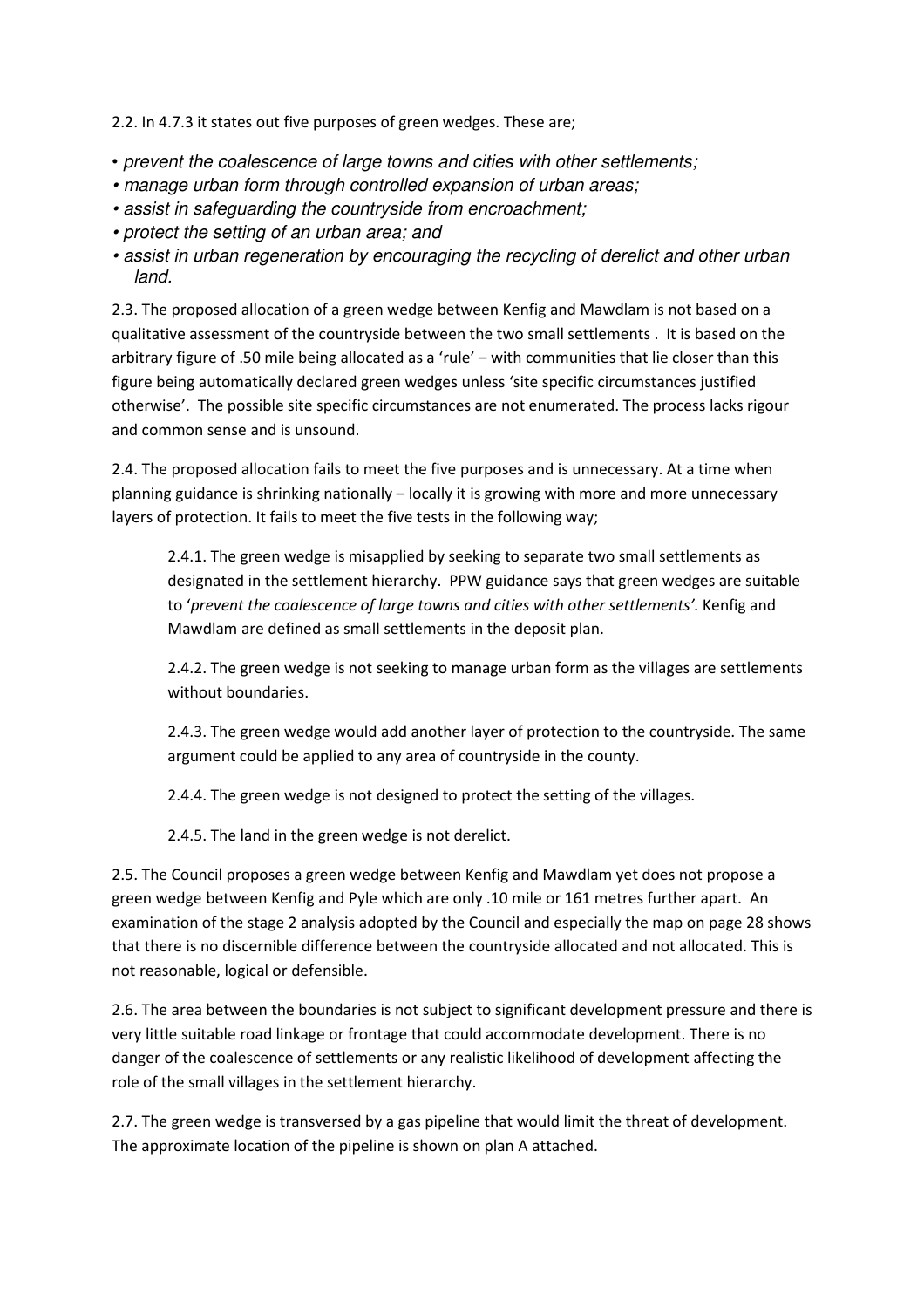2.2. In 4.7.3 it states out five purposes of green wedges. These are;

- *prevent the coalescence of large towns and cities with other settlements;*
- *manage urban form through controlled expansion of urban areas;*
- *assist in safeguarding the countryside from encroachment;*
- *protect the setting of an urban area; and*
- *assist in urban regeneration by encouraging the recycling of derelict and other urban land.*

2.3. The proposed allocation of a green wedge between Kenfig and Mawdlam is not based on a qualitative assessment of the countryside between the two small settlements . It is based on the arbitrary figure of .50 mile being allocated as a 'rule' – with communities that lie closer than this figure being automatically declared green wedges unless 'site specific circumstances justified otherwise'. The possible site specific circumstances are not enumerated. The process lacks rigour and common sense and is unsound.

2.4. The proposed allocation fails to meet the five purposes and is unnecessary. At a time when planning guidance is shrinking nationally – locally it is growing with more and more unnecessary layers of protection. It fails to meet the five tests in the following way;

> 2.4.1. The green wedge is misapplied by seeking to separate two small settlements as designated in the settlement hierarchy. PPW guidance says that green wedges are suitable to '*prevent the coalescence of large towns and cities with other settlements'.* Kenfig and Mawdlam are defined as small settlements in the deposit plan.
>
> 2.4.2. The green wedge is not seeking to manage urban form as the villages are settlements without boundaries.
>
> 2.4.3. The green wedge would add another layer of protection to the countryside. The same argument could be applied to any area of countryside in the county.
>
> 2.4.4. The green wedge is not designed to protect the setting of the villages.
>
> 2.4.5. The land in the green wedge is not derelict.

2.5. The Council proposes a green wedge between Kenfig and Mawdlam yet does not propose a green wedge between Kenfig and Pyle which are only .10 mile or 161 metres further apart. An examination of the stage 2 analysis adopted by the Council and especially the map on page 28 shows that there is no discernible difference between the countryside allocated and not allocated. This is not reasonable, logical or defensible.

2.6. The area between the boundaries is not subject to significant development pressure and there is very little suitable road linkage or frontage that could accommodate development. There is no danger of the coalescence of settlements or any realistic likelihood of development affecting the role of the small villages in the settlement hierarchy.

2.7. The green wedge is transversed by a gas pipeline that would limit the threat of development. The approximate location of the pipeline is shown on plan A attached.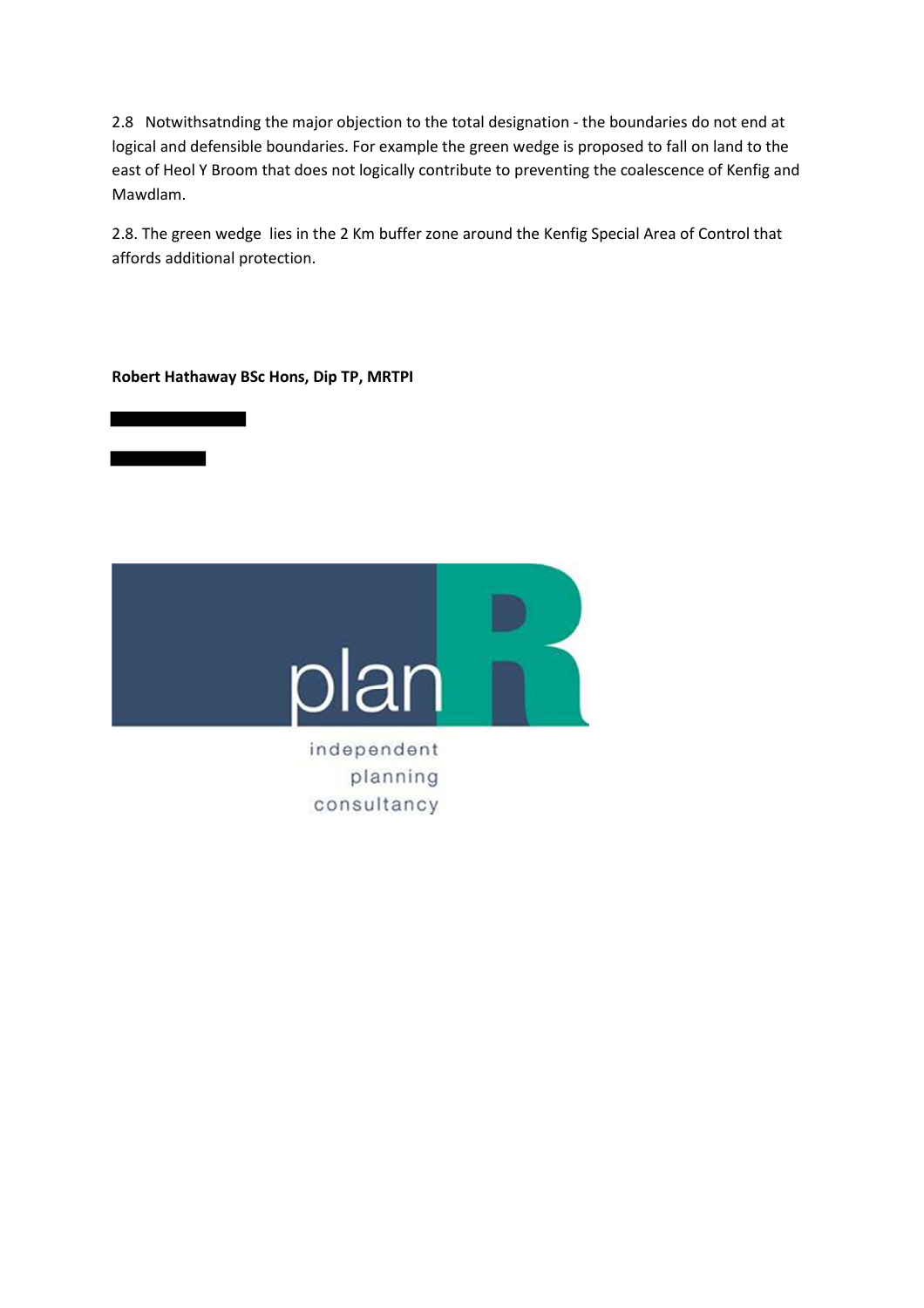2.8 Notwithsatnding the major objection to the total designation - the boundaries do not end at logical and defensible boundaries. For example the green wedge is proposed to fall on land to the east of Heol Y Broom that does not logically contribute to preventing the coalescence of Kenfig and Mawdlam.

2.8. The green wedge lies in the 2 Km buffer zone around the Kenfig Special Area of Control that affords additional protection.

**Robert Hathaway BSc Hons, Dip TP, MRTPI**

plan R

independent
planning
consultancy